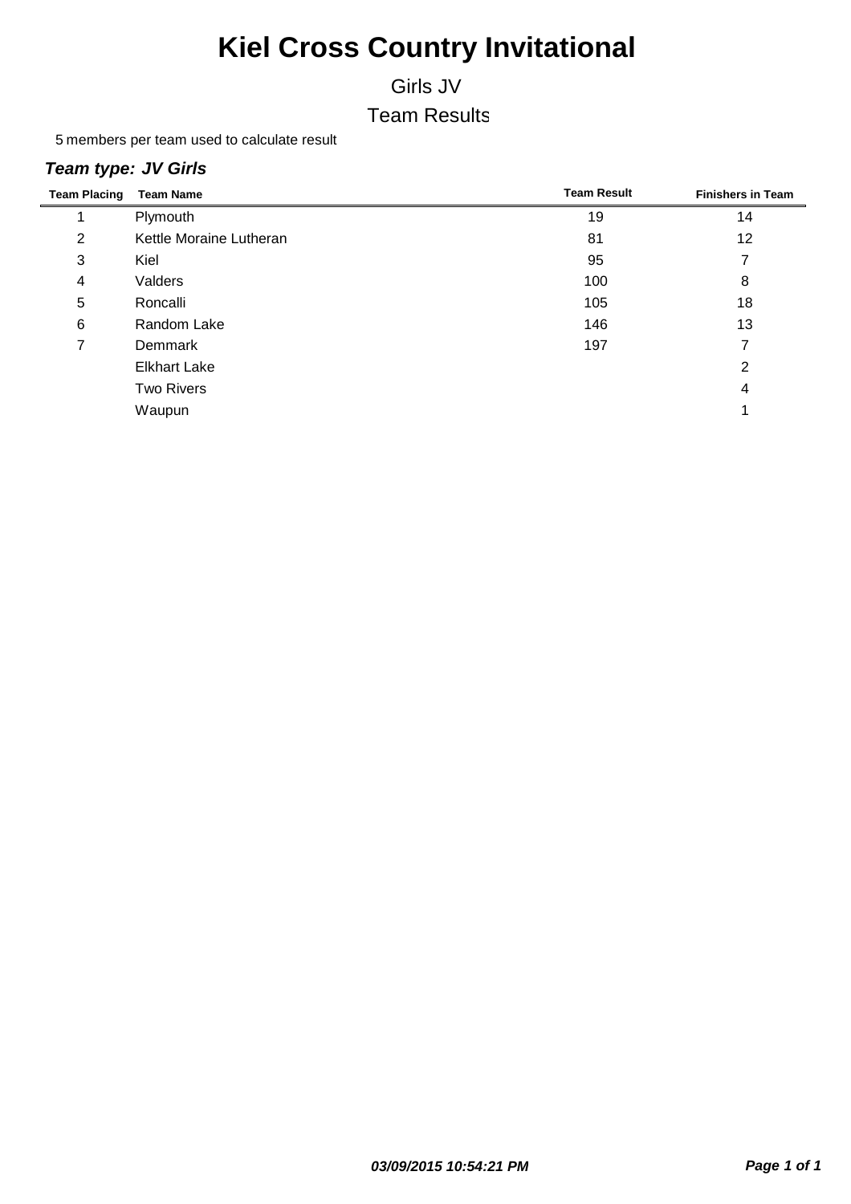# Kiel Cross Country Invitational

## Girls JV

## Team Results

5 members per team used to calculate result

***Team type: JV Girls***

| Team Placing | Team Name | Team Result | Finishers in Team |
|---|---|---|---|
| 1 | Plymouth | 19 | 14 |
| 2 | Kettle Moraine Lutheran | 81 | 12 |
| 3 | Kiel | 95 | 7 |
| 4 | Valders | 100 | 8 |
| 5 | Roncalli | 105 | 18 |
| 6 | Random Lake | 146 | 13 |
| 7 | Demmark | 197 | 7 |
| | Elkhart Lake | | 2 |
| | Two Rivers | | 4 |
| | Waupun | | 1 |

***03/09/2015 10:54:21 PM***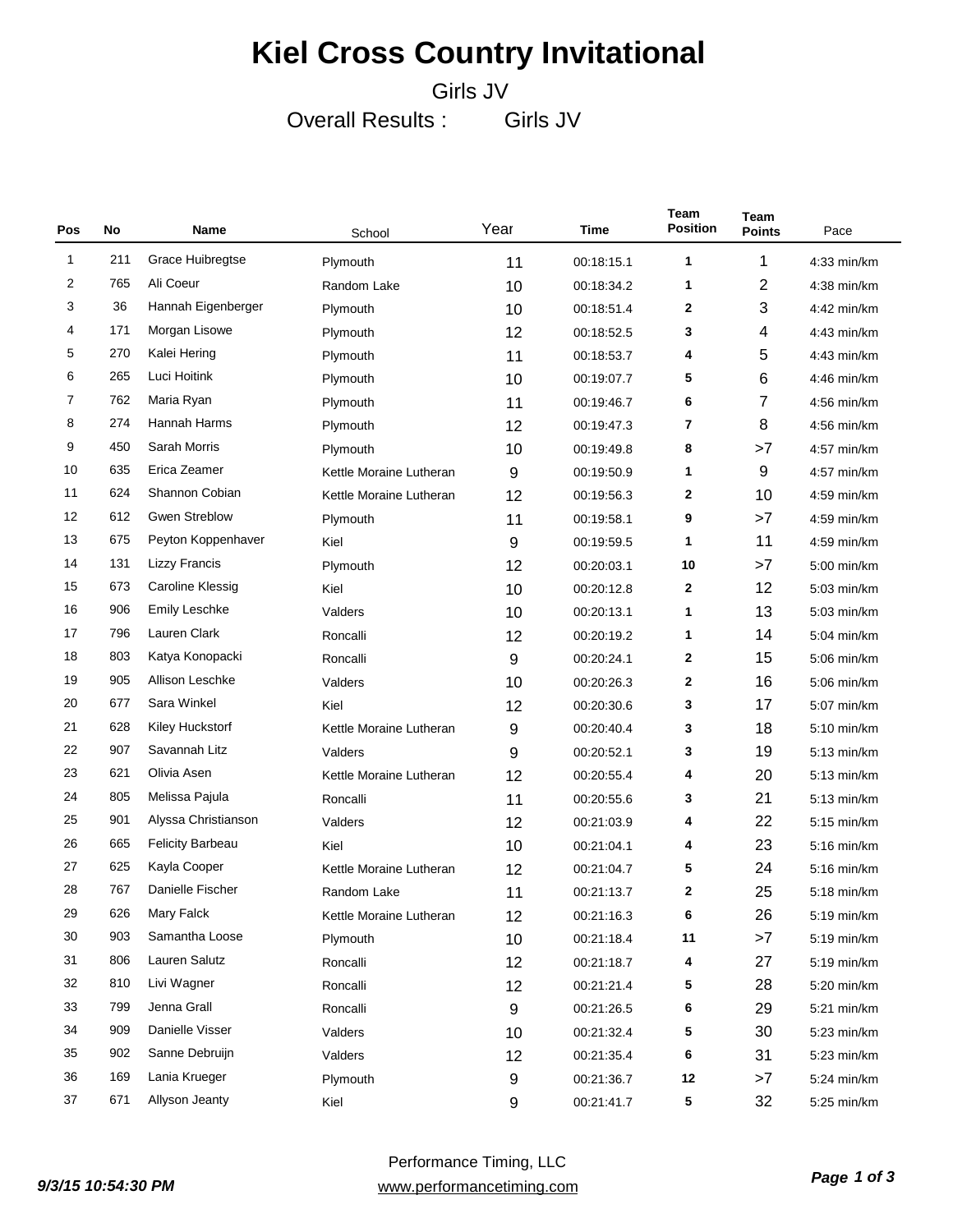# Kiel Cross Country Invitational

Girls JV

Overall Results : Girls JV

| Pos | No | Name | School | Year | Time | Team Position | Team Points | Pace |
|---|---|---|---|---|---|---|---|---|
| 1 | 211 | Grace Huibregtse | Plymouth | 11 | 00:18:15.1 | 1 | 1 | 4:33 min/km |
| 2 | 765 | Ali Coeur | Random Lake | 10 | 00:18:34.2 | 1 | 2 | 4:38 min/km |
| 3 | 36 | Hannah Eigenberger | Plymouth | 10 | 00:18:51.4 | 2 | 3 | 4:42 min/km |
| 4 | 171 | Morgan Lisowe | Plymouth | 12 | 00:18:52.5 | 3 | 4 | 4:43 min/km |
| 5 | 270 | Kalei Hering | Plymouth | 11 | 00:18:53.7 | 4 | 5 | 4:43 min/km |
| 6 | 265 | Luci Hoitink | Plymouth | 10 | 00:19:07.7 | 5 | 6 | 4:46 min/km |
| 7 | 762 | Maria Ryan | Plymouth | 11 | 00:19:46.7 | 6 | 7 | 4:56 min/km |
| 8 | 274 | Hannah Harms | Plymouth | 12 | 00:19:47.3 | 7 | 8 | 4:56 min/km |
| 9 | 450 | Sarah Morris | Plymouth | 10 | 00:19:49.8 | 8 | >7 | 4:57 min/km |
| 10 | 635 | Erica Zeamer | Kettle Moraine Lutheran | 9 | 00:19:50.9 | 1 | 9 | 4:57 min/km |
| 11 | 624 | Shannon Cobian | Kettle Moraine Lutheran | 12 | 00:19:56.3 | 2 | 10 | 4:59 min/km |
| 12 | 612 | Gwen Streblow | Plymouth | 11 | 00:19:58.1 | 9 | >7 | 4:59 min/km |
| 13 | 675 | Peyton Koppenhaver | Kiel | 9 | 00:19:59.5 | 1 | 11 | 4:59 min/km |
| 14 | 131 | Lizzy Francis | Plymouth | 12 | 00:20:03.1 | 10 | >7 | 5:00 min/km |
| 15 | 673 | Caroline Klessig | Kiel | 10 | 00:20:12.8 | 2 | 12 | 5:03 min/km |
| 16 | 906 | Emily Leschke | Valders | 10 | 00:20:13.1 | 1 | 13 | 5:03 min/km |
| 17 | 796 | Lauren Clark | Roncalli | 12 | 00:20:19.2 | 1 | 14 | 5:04 min/km |
| 18 | 803 | Katya Konopacki | Roncalli | 9 | 00:20:24.1 | 2 | 15 | 5:06 min/km |
| 19 | 905 | Allison Leschke | Valders | 10 | 00:20:26.3 | 2 | 16 | 5:06 min/km |
| 20 | 677 | Sara Winkel | Kiel | 12 | 00:20:30.6 | 3 | 17 | 5:07 min/km |
| 21 | 628 | Kiley Huckstorf | Kettle Moraine Lutheran | 9 | 00:20:40.4 | 3 | 18 | 5:10 min/km |
| 22 | 907 | Savannah Litz | Valders | 9 | 00:20:52.1 | 3 | 19 | 5:13 min/km |
| 23 | 621 | Olivia Asen | Kettle Moraine Lutheran | 12 | 00:20:55.4 | 4 | 20 | 5:13 min/km |
| 24 | 805 | Melissa Pajula | Roncalli | 11 | 00:20:55.6 | 3 | 21 | 5:13 min/km |
| 25 | 901 | Alyssa Christianson | Valders | 12 | 00:21:03.9 | 4 | 22 | 5:15 min/km |
| 26 | 665 | Felicity Barbeau | Kiel | 10 | 00:21:04.1 | 4 | 23 | 5:16 min/km |
| 27 | 625 | Kayla Cooper | Kettle Moraine Lutheran | 12 | 00:21:04.7 | 5 | 24 | 5:16 min/km |
| 28 | 767 | Danielle Fischer | Random Lake | 11 | 00:21:13.7 | 2 | 25 | 5:18 min/km |
| 29 | 626 | Mary Falck | Kettle Moraine Lutheran | 12 | 00:21:16.3 | 6 | 26 | 5:19 min/km |
| 30 | 903 | Samantha Loose | Plymouth | 10 | 00:21:18.4 | 11 | >7 | 5:19 min/km |
| 31 | 806 | Lauren Salutz | Roncalli | 12 | 00:21:18.7 | 4 | 27 | 5:19 min/km |
| 32 | 810 | Livi Wagner | Roncalli | 12 | 00:21:21.4 | 5 | 28 | 5:20 min/km |
| 33 | 799 | Jenna Grall | Roncalli | 9 | 00:21:26.5 | 6 | 29 | 5:21 min/km |
| 34 | 909 | Danielle Visser | Valders | 10 | 00:21:32.4 | 5 | 30 | 5:23 min/km |
| 35 | 902 | Sanne Debruijn | Valders | 12 | 00:21:35.4 | 6 | 31 | 5:23 min/km |
| 36 | 169 | Lania Krueger | Plymouth | 9 | 00:21:36.7 | 12 | >7 | 5:24 min/km |
| 37 | 671 | Allyson Jeanty | Kiel | 9 | 00:21:41.7 | 5 | 32 | 5:25 min/km |

*9/3/15 10:54:30 PM*

Performance Timing, LLC
www.performancetiming.com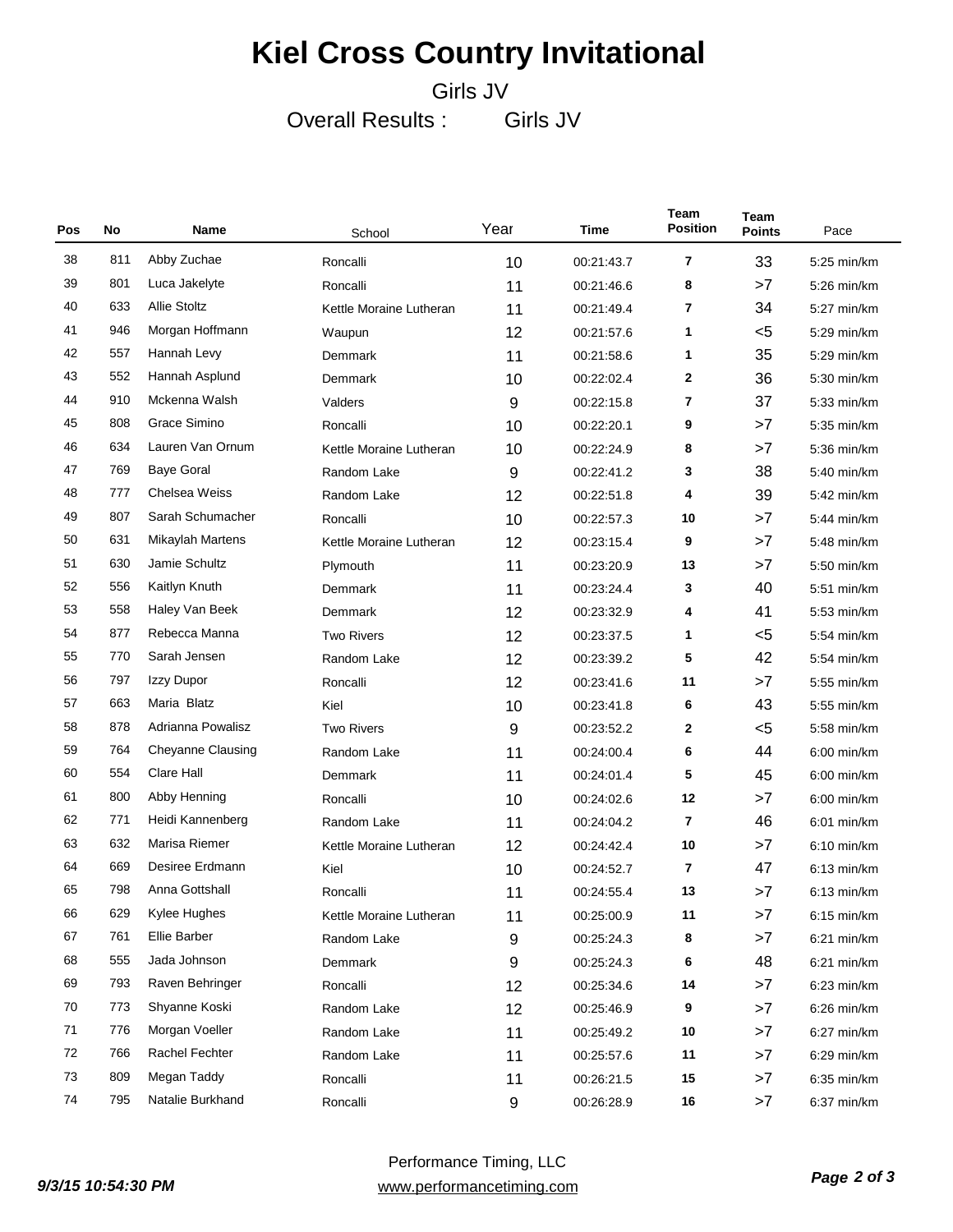# Kiel Cross Country Invitational

Girls JV

Overall Results : Girls JV

| Pos | No | Name | School | Year | Time | Team Position | Team Points | Pace |
|---|---|---|---|---|---|---|---|---|
| 38 | 811 | Abby Zuchae | Roncalli | 10 | 00:21:43.7 | 7 | 33 | 5:25 min/km |
| 39 | 801 | Luca Jakelyte | Roncalli | 11 | 00:21:46.6 | 8 | >7 | 5:26 min/km |
| 40 | 633 | Allie Stoltz | Kettle Moraine Lutheran | 11 | 00:21:49.4 | 7 | 34 | 5:27 min/km |
| 41 | 946 | Morgan Hoffmann | Waupun | 12 | 00:21:57.6 | 1 | <5 | 5:29 min/km |
| 42 | 557 | Hannah Levy | Demmark | 11 | 00:21:58.6 | 1 | 35 | 5:29 min/km |
| 43 | 552 | Hannah Asplund | Demmark | 10 | 00:22:02.4 | 2 | 36 | 5:30 min/km |
| 44 | 910 | Mckenna Walsh | Valders | 9 | 00:22:15.8 | 7 | 37 | 5:33 min/km |
| 45 | 808 | Grace Simino | Roncalli | 10 | 00:22:20.1 | 9 | >7 | 5:35 min/km |
| 46 | 634 | Lauren Van Ornum | Kettle Moraine Lutheran | 10 | 00:22:24.9 | 8 | >7 | 5:36 min/km |
| 47 | 769 | Baye Goral | Random Lake | 9 | 00:22:41.2 | 3 | 38 | 5:40 min/km |
| 48 | 777 | Chelsea Weiss | Random Lake | 12 | 00:22:51.8 | 4 | 39 | 5:42 min/km |
| 49 | 807 | Sarah Schumacher | Roncalli | 10 | 00:22:57.3 | 10 | >7 | 5:44 min/km |
| 50 | 631 | Mikaylah Martens | Kettle Moraine Lutheran | 12 | 00:23:15.4 | 9 | >7 | 5:48 min/km |
| 51 | 630 | Jamie Schultz | Plymouth | 11 | 00:23:20.9 | 13 | >7 | 5:50 min/km |
| 52 | 556 | Kaitlyn Knuth | Demmark | 11 | 00:23:24.4 | 3 | 40 | 5:51 min/km |
| 53 | 558 | Haley Van Beek | Demmark | 12 | 00:23:32.9 | 4 | 41 | 5:53 min/km |
| 54 | 877 | Rebecca Manna | Two Rivers | 12 | 00:23:37.5 | 1 | <5 | 5:54 min/km |
| 55 | 770 | Sarah Jensen | Random Lake | 12 | 00:23:39.2 | 5 | 42 | 5:54 min/km |
| 56 | 797 | Izzy Dupor | Roncalli | 12 | 00:23:41.6 | 11 | >7 | 5:55 min/km |
| 57 | 663 | Maria Blatz | Kiel | 10 | 00:23:41.8 | 6 | 43 | 5:55 min/km |
| 58 | 878 | Adrianna Powalisz | Two Rivers | 9 | 00:23:52.2 | 2 | <5 | 5:58 min/km |
| 59 | 764 | Cheyanne Clausing | Random Lake | 11 | 00:24:00.4 | 6 | 44 | 6:00 min/km |
| 60 | 554 | Clare Hall | Demmark | 11 | 00:24:01.4 | 5 | 45 | 6:00 min/km |
| 61 | 800 | Abby Henning | Roncalli | 10 | 00:24:02.6 | 12 | >7 | 6:00 min/km |
| 62 | 771 | Heidi Kannenberg | Random Lake | 11 | 00:24:04.2 | 7 | 46 | 6:01 min/km |
| 63 | 632 | Marisa Riemer | Kettle Moraine Lutheran | 12 | 00:24:42.4 | 10 | >7 | 6:10 min/km |
| 64 | 669 | Desiree Erdmann | Kiel | 10 | 00:24:52.7 | 7 | 47 | 6:13 min/km |
| 65 | 798 | Anna Gottshall | Roncalli | 11 | 00:24:55.4 | 13 | >7 | 6:13 min/km |
| 66 | 629 | Kylee Hughes | Kettle Moraine Lutheran | 11 | 00:25:00.9 | 11 | >7 | 6:15 min/km |
| 67 | 761 | Ellie Barber | Random Lake | 9 | 00:25:24.3 | 8 | >7 | 6:21 min/km |
| 68 | 555 | Jada Johnson | Demmark | 9 | 00:25:24.3 | 6 | 48 | 6:21 min/km |
| 69 | 793 | Raven Behringer | Roncalli | 12 | 00:25:34.6 | 14 | >7 | 6:23 min/km |
| 70 | 773 | Shyanne Koski | Random Lake | 12 | 00:25:46.9 | 9 | >7 | 6:26 min/km |
| 71 | 776 | Morgan Voeller | Random Lake | 11 | 00:25:49.2 | 10 | >7 | 6:27 min/km |
| 72 | 766 | Rachel Fechter | Random Lake | 11 | 00:25:57.6 | 11 | >7 | 6:29 min/km |
| 73 | 809 | Megan Taddy | Roncalli | 11 | 00:26:21.5 | 15 | >7 | 6:35 min/km |
| 74 | 795 | Natalie Burkhand | Roncalli | 9 | 00:26:28.9 | 16 | >7 | 6:37 min/km |

9/3/15 10:54:30 PM

Performance Timing, LLC
www.performancetiming.com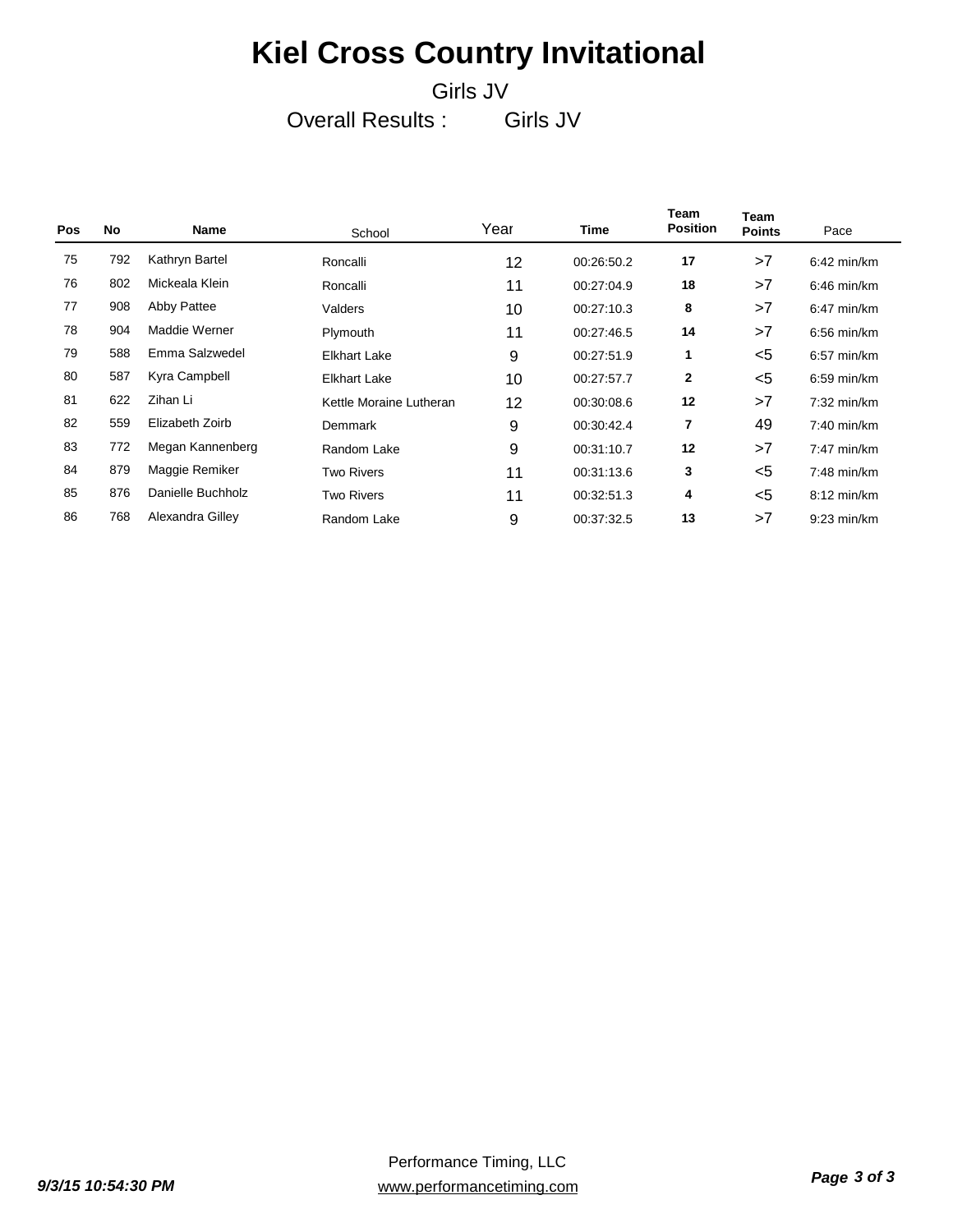# Kiel Cross Country Invitational

Girls JV

Overall Results : Girls JV

| Pos | No | Name | School | Year | Time | Team Position | Team Points | Pace |
|---|---|---|---|---|---|---|---|---|
| 75 | 792 | Kathryn Bartel | Roncalli | 12 | 00:26:50.2 | 17 | >7 | 6:42 min/km |
| 76 | 802 | Mickeala Klein | Roncalli | 11 | 00:27:04.9 | 18 | >7 | 6:46 min/km |
| 77 | 908 | Abby Pattee | Valders | 10 | 00:27:10.3 | 8 | >7 | 6:47 min/km |
| 78 | 904 | Maddie Werner | Plymouth | 11 | 00:27:46.5 | 14 | >7 | 6:56 min/km |
| 79 | 588 | Emma Salzwedel | Elkhart Lake | 9 | 00:27:51.9 | 1 | <5 | 6:57 min/km |
| 80 | 587 | Kyra Campbell | Elkhart Lake | 10 | 00:27:57.7 | 2 | <5 | 6:59 min/km |
| 81 | 622 | Zihan Li | Kettle Moraine Lutheran | 12 | 00:30:08.6 | 12 | >7 | 7:32 min/km |
| 82 | 559 | Elizabeth Zoirb | Demmark | 9 | 00:30:42.4 | 7 | 49 | 7:40 min/km |
| 83 | 772 | Megan Kannenberg | Random Lake | 9 | 00:31:10.7 | 12 | >7 | 7:47 min/km |
| 84 | 879 | Maggie Remiker | Two Rivers | 11 | 00:31:13.6 | 3 | <5 | 7:48 min/km |
| 85 | 876 | Danielle Buchholz | Two Rivers | 11 | 00:32:51.3 | 4 | <5 | 8:12 min/km |
| 86 | 768 | Alexandra Gilley | Random Lake | 9 | 00:37:32.5 | 13 | >7 | 9:23 min/km |

Performance Timing, LLC
www.performancetiming.com

*9/3/15 10:54:30 PM*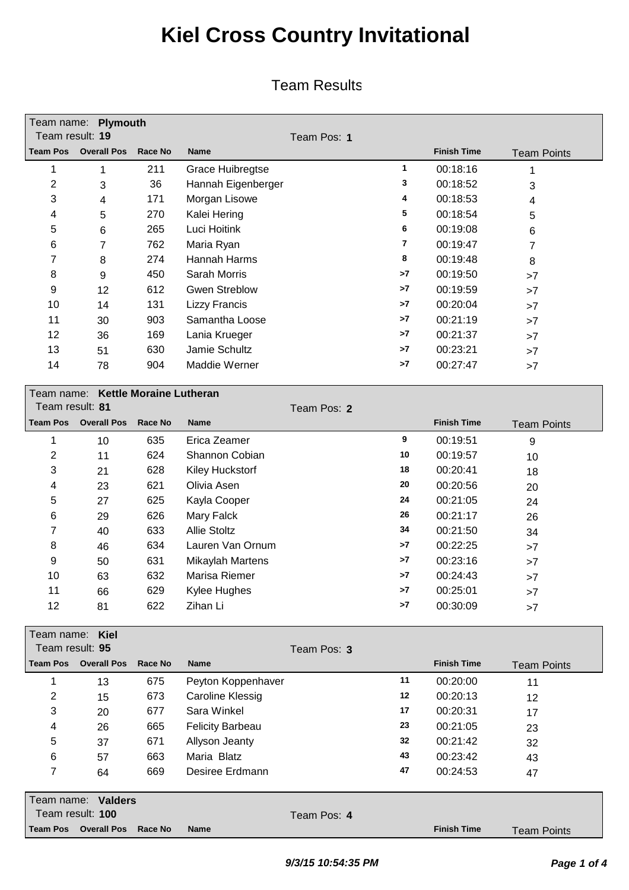# Kiel Cross Country Invitational

## Team Results

Team name: **Plymouth**
Team result: **19**
Team Pos: **1**

| Team Pos | Overall Pos | Race No | Name | | Finish Time | Team Points |
|---|---|---|---|---|---|---|
| 1 | 1 | 211 | Grace Huibregtse | 1 | 00:18:16 | 1 |
| 2 | 3 | 36 | Hannah Eigenberger | 3 | 00:18:52 | 3 |
| 3 | 4 | 171 | Morgan Lisowe | 4 | 00:18:53 | 4 |
| 4 | 5 | 270 | Kalei Hering | 5 | 00:18:54 | 5 |
| 5 | 6 | 265 | Luci Hoitink | 6 | 00:19:08 | 6 |
| 6 | 7 | 762 | Maria Ryan | 7 | 00:19:47 | 7 |
| 7 | 8 | 274 | Hannah Harms | 8 | 00:19:48 | 8 |
| 8 | 9 | 450 | Sarah Morris | >7 | 00:19:50 | >7 |
| 9 | 12 | 612 | Gwen Streblow | >7 | 00:19:59 | >7 |
| 10 | 14 | 131 | Lizzy Francis | >7 | 00:20:04 | >7 |
| 11 | 30 | 903 | Samantha Loose | >7 | 00:21:19 | >7 |
| 12 | 36 | 169 | Lania Krueger | >7 | 00:21:37 | >7 |
| 13 | 51 | 630 | Jamie Schultz | >7 | 00:23:21 | >7 |
| 14 | 78 | 904 | Maddie Werner | >7 | 00:27:47 | >7 |

Team name: **Kettle Moraine Lutheran**
Team result: **81**
Team Pos: **2**

| Team Pos | Overall Pos | Race No | Name | | Finish Time | Team Points |
|---|---|---|---|---|---|---|
| 1 | 10 | 635 | Erica Zeamer | 9 | 00:19:51 | 9 |
| 2 | 11 | 624 | Shannon Cobian | 10 | 00:19:57 | 10 |
| 3 | 21 | 628 | Kiley Huckstorf | 18 | 00:20:41 | 18 |
| 4 | 23 | 621 | Olivia Asen | 20 | 00:20:56 | 20 |
| 5 | 27 | 625 | Kayla Cooper | 24 | 00:21:05 | 24 |
| 6 | 29 | 626 | Mary Falck | 26 | 00:21:17 | 26 |
| 7 | 40 | 633 | Allie Stoltz | 34 | 00:21:50 | 34 |
| 8 | 46 | 634 | Lauren Van Ornum | >7 | 00:22:25 | >7 |
| 9 | 50 | 631 | Mikaylah Martens | >7 | 00:23:16 | >7 |
| 10 | 63 | 632 | Marisa Riemer | >7 | 00:24:43 | >7 |
| 11 | 66 | 629 | Kylee Hughes | >7 | 00:25:01 | >7 |
| 12 | 81 | 622 | Zihan Li | >7 | 00:30:09 | >7 |

Team name: **Kiel**
Team result: **95**
Team Pos: **3**

| Team Pos | Overall Pos | Race No | Name | | Finish Time | Team Points |
|---|---|---|---|---|---|---|
| 1 | 13 | 675 | Peyton Koppenhaver | 11 | 00:20:00 | 11 |
| 2 | 15 | 673 | Caroline Klessig | 12 | 00:20:13 | 12 |
| 3 | 20 | 677 | Sara Winkel | 17 | 00:20:31 | 17 |
| 4 | 26 | 665 | Felicity Barbeau | 23 | 00:21:05 | 23 |
| 5 | 37 | 671 | Allyson Jeanty | 32 | 00:21:42 | 32 |
| 6 | 57 | 663 | Maria Blatz | 43 | 00:23:42 | 43 |
| 7 | 64 | 669 | Desiree Erdmann | 47 | 00:24:53 | 47 |

Team name: **Valders**
Team result: **100**
Team Pos: **4**

| Team Pos | Overall Pos | Race No | Name | | Finish Time | Team Points |
|---|---|---|---|---|---|---|

*9/3/15 10:54:35 PM*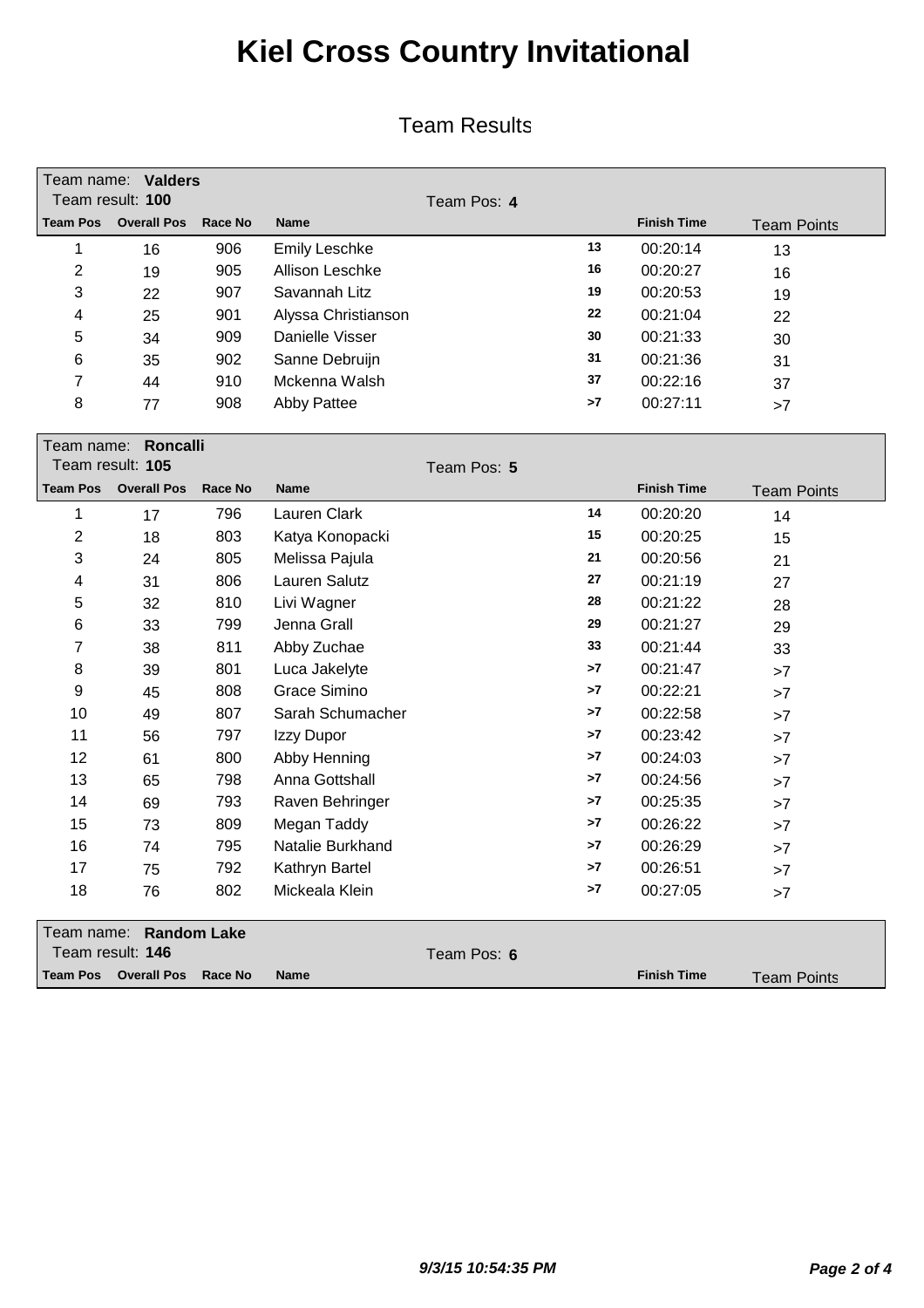# Kiel Cross Country Invitational

## Team Results

Team name: **Valders**
Team result: **100** Team Pos: **4**

| Team Pos | Overall Pos | Race No | Name | | Finish Time | Team Points |
|---|---|---|---|---|---|---|
| 1 | 16 | 906 | Emily Leschke | 13 | 00:20:14 | 13 |
| 2 | 19 | 905 | Allison Leschke | 16 | 00:20:27 | 16 |
| 3 | 22 | 907 | Savannah Litz | 19 | 00:20:53 | 19 |
| 4 | 25 | 901 | Alyssa Christianson | 22 | 00:21:04 | 22 |
| 5 | 34 | 909 | Danielle Visser | 30 | 00:21:33 | 30 |
| 6 | 35 | 902 | Sanne Debruijn | 31 | 00:21:36 | 31 |
| 7 | 44 | 910 | Mckenna Walsh | 37 | 00:22:16 | 37 |
| 8 | 77 | 908 | Abby Pattee | >7 | 00:27:11 | >7 |

Team name: **Roncalli**
Team result: **105** Team Pos: **5**

| Team Pos | Overall Pos | Race No | Name | | Finish Time | Team Points |
|---|---|---|---|---|---|---|
| 1 | 17 | 796 | Lauren Clark | 14 | 00:20:20 | 14 |
| 2 | 18 | 803 | Katya Konopacki | 15 | 00:20:25 | 15 |
| 3 | 24 | 805 | Melissa Pajula | 21 | 00:20:56 | 21 |
| 4 | 31 | 806 | Lauren Salutz | 27 | 00:21:19 | 27 |
| 5 | 32 | 810 | Livi Wagner | 28 | 00:21:22 | 28 |
| 6 | 33 | 799 | Jenna Grall | 29 | 00:21:27 | 29 |
| 7 | 38 | 811 | Abby Zuchae | 33 | 00:21:44 | 33 |
| 8 | 39 | 801 | Luca Jakelyte | >7 | 00:21:47 | >7 |
| 9 | 45 | 808 | Grace Simino | >7 | 00:22:21 | >7 |
| 10 | 49 | 807 | Sarah Schumacher | >7 | 00:22:58 | >7 |
| 11 | 56 | 797 | Izzy Dupor | >7 | 00:23:42 | >7 |
| 12 | 61 | 800 | Abby Henning | >7 | 00:24:03 | >7 |
| 13 | 65 | 798 | Anna Gottshall | >7 | 00:24:56 | >7 |
| 14 | 69 | 793 | Raven Behringer | >7 | 00:25:35 | >7 |
| 15 | 73 | 809 | Megan Taddy | >7 | 00:26:22 | >7 |
| 16 | 74 | 795 | Natalie Burkhand | >7 | 00:26:29 | >7 |
| 17 | 75 | 792 | Kathryn Bartel | >7 | 00:26:51 | >7 |
| 18 | 76 | 802 | Mickeala Klein | >7 | 00:27:05 | >7 |

Team name: **Random Lake**
Team result: **146** Team Pos: **6**

| Team Pos | Overall Pos | Race No | Name | | Finish Time | Team Points |
|---|---|---|---|---|---|---|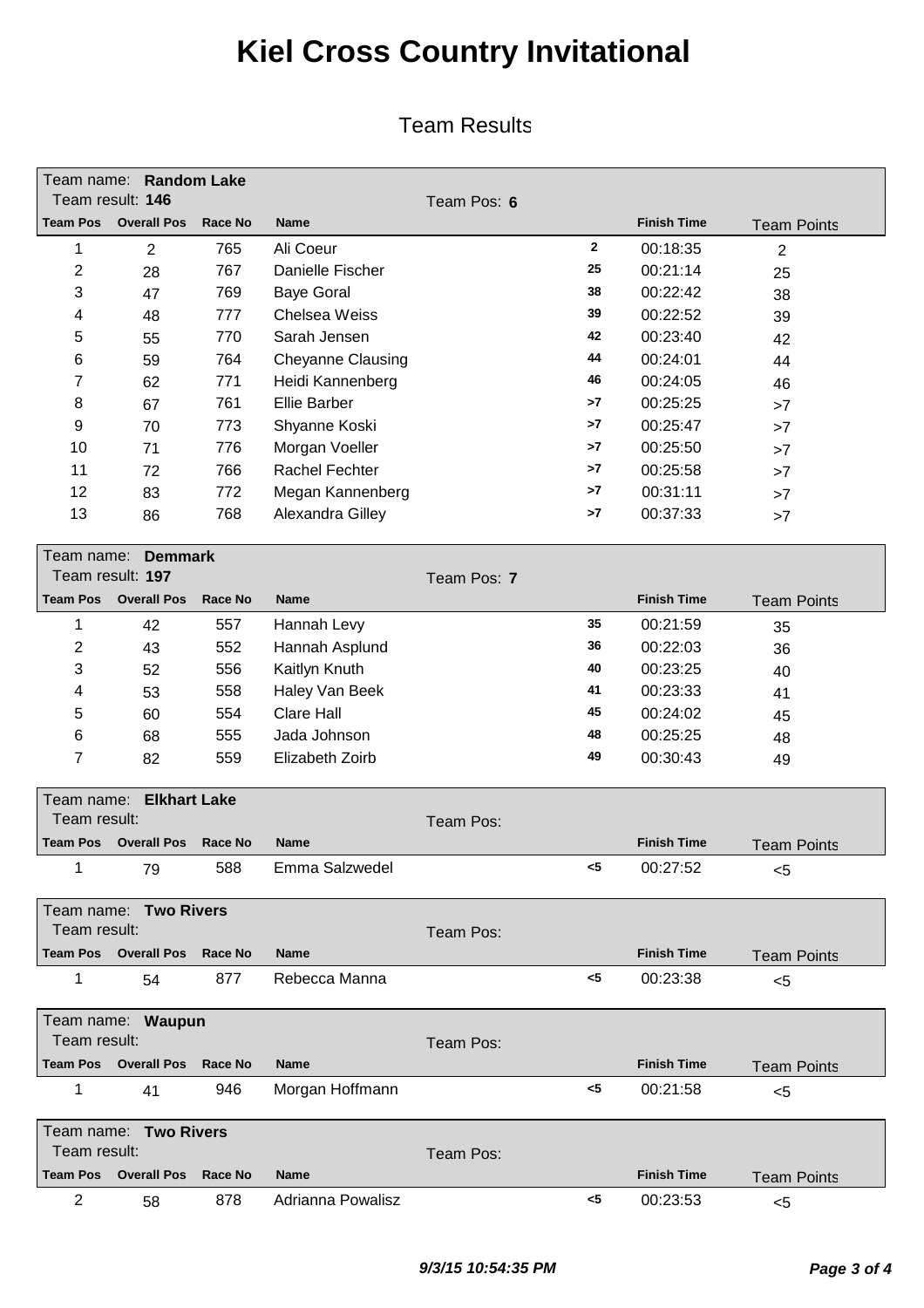# Kiel Cross Country Invitational

## Team Results

Team name: **Random Lake**
Team result: **146** Team Pos: **6**

| Team Pos | Overall Pos | Race No | Name | | Finish Time | Team Points |
|---|---|---|---|---|---|---|
| 1 | 2 | 765 | Ali Coeur | 2 | 00:18:35 | 2 |
| 2 | 28 | 767 | Danielle Fischer | 25 | 00:21:14 | 25 |
| 3 | 47 | 769 | Baye Goral | 38 | 00:22:42 | 38 |
| 4 | 48 | 777 | Chelsea Weiss | 39 | 00:22:52 | 39 |
| 5 | 55 | 770 | Sarah Jensen | 42 | 00:23:40 | 42 |
| 6 | 59 | 764 | Cheyanne Clausing | 44 | 00:24:01 | 44 |
| 7 | 62 | 771 | Heidi Kannenberg | 46 | 00:24:05 | 46 |
| 8 | 67 | 761 | Ellie Barber | >7 | 00:25:25 | >7 |
| 9 | 70 | 773 | Shyanne Koski | >7 | 00:25:47 | >7 |
| 10 | 71 | 776 | Morgan Voeller | >7 | 00:25:50 | >7 |
| 11 | 72 | 766 | Rachel Fechter | >7 | 00:25:58 | >7 |
| 12 | 83 | 772 | Megan Kannenberg | >7 | 00:31:11 | >7 |
| 13 | 86 | 768 | Alexandra Gilley | >7 | 00:37:33 | >7 |

Team name: **Demmark**
Team result: **197** Team Pos: **7**

| Team Pos | Overall Pos | Race No | Name | | Finish Time | Team Points |
|---|---|---|---|---|---|---|
| 1 | 42 | 557 | Hannah Levy | 35 | 00:21:59 | 35 |
| 2 | 43 | 552 | Hannah Asplund | 36 | 00:22:03 | 36 |
| 3 | 52 | 556 | Kaitlyn Knuth | 40 | 00:23:25 | 40 |
| 4 | 53 | 558 | Haley Van Beek | 41 | 00:23:33 | 41 |
| 5 | 60 | 554 | Clare Hall | 45 | 00:24:02 | 45 |
| 6 | 68 | 555 | Jada Johnson | 48 | 00:25:25 | 48 |
| 7 | 82 | 559 | Elizabeth Zoirb | 49 | 00:30:43 | 49 |

Team name: **Elkhart Lake**
Team result: Team Pos:

| Team Pos | Overall Pos | Race No | Name | | Finish Time | Team Points |
|---|---|---|---|---|---|---|
| 1 | 79 | 588 | Emma Salzwedel | <5 | 00:27:52 | <5 |

Team name: **Two Rivers**
Team result: Team Pos:

| Team Pos | Overall Pos | Race No | Name | | Finish Time | Team Points |
|---|---|---|---|---|---|---|
| 1 | 54 | 877 | Rebecca Manna | <5 | 00:23:38 | <5 |

Team name: **Waupun**
Team result: Team Pos:

| Team Pos | Overall Pos | Race No | Name | | Finish Time | Team Points |
|---|---|---|---|---|---|---|
| 1 | 41 | 946 | Morgan Hoffmann | <5 | 00:21:58 | <5 |

Team name: **Two Rivers**
Team result: Team Pos:

| Team Pos | Overall Pos | Race No | Name | | Finish Time | Team Points |
|---|---|---|---|---|---|---|
| 2 | 58 | 878 | Adrianna Powalisz | <5 | 00:23:53 | <5 |

*9/3/15 10:54:35 PM*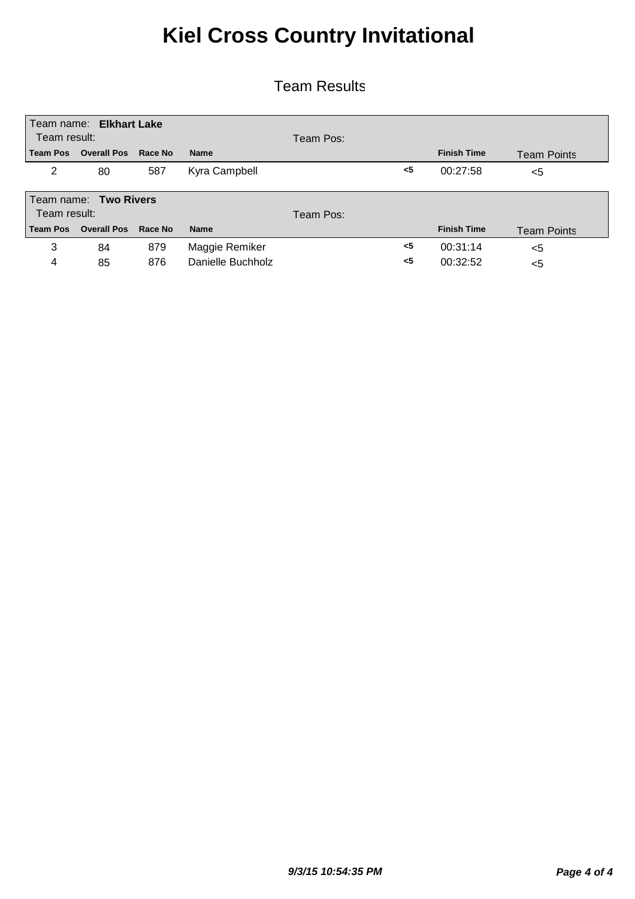# Kiel Cross Country Invitational

## Team Results

Team name: **Elkhart Lake**
Team result: Team Pos:

| Team Pos | Overall Pos | Race No | Name | | Finish Time | Team Points |
|---|---|---|---|---|---|---|
| 2 | 80 | 587 | Kyra Campbell | <5 | 00:27:58 | <5 |

Team name: **Two Rivers**
Team result: Team Pos:

| Team Pos | Overall Pos | Race No | Name | | Finish Time | Team Points |
|---|---|---|---|---|---|---|
| 3 | 84 | 879 | Maggie Remiker | <5 | 00:31:14 | <5 |
| 4 | 85 | 876 | Danielle Buchholz | <5 | 00:32:52 | <5 |

*9/3/15 10:54:35 PM*